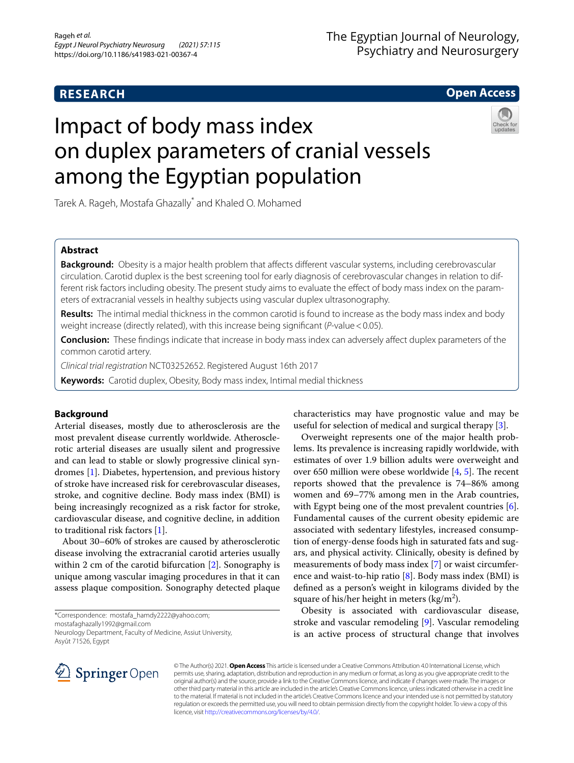RESEARCH

Open Access

# Impact of body mass index on duplex parameters of cranial vessels among the Egyptian population

Tarek A. Rageh, Mostafa Ghazally* and Khaled O. Mohamed

## Abstract

**Background:** Obesity is a major health problem that affects different vascular systems, including cerebrovascular circulation. Carotid duplex is the best screening tool for early diagnosis of cerebrovascular changes in relation to different risk factors including obesity. The present study aims to evaluate the effect of body mass index on the parameters of extracranial vessels in healthy subjects using vascular duplex ultrasonography.

**Results:** The intimal medial thickness in the common carotid is found to increase as the body mass index and body weight increase (directly related), with this increase being significant ($P$-value < 0.05).

**Conclusion:** These findings indicate that increase in body mass index can adversely affect duplex parameters of the common carotid artery.

*Clinical trial registration* NCT03252652. Registered August 16th 2017

**Keywords:** Carotid duplex, Obesity, Body mass index, Intimal medial thickness

## Background

Arterial diseases, mostly due to atherosclerosis are the most prevalent disease currently worldwide. Atherosclerotic arterial diseases are usually silent and progressive and can lead to stable or slowly progressive clinical syndromes [1]. Diabetes, hypertension, and previous history of stroke have increased risk for cerebrovascular diseases, stroke, and cognitive decline. Body mass index (BMI) is being increasingly recognized as a risk factor for stroke, cardiovascular disease, and cognitive decline, in addition to traditional risk factors [1].

About 30–60% of strokes are caused by atherosclerotic disease involving the extracranial carotid arteries usually within 2 cm of the carotid bifurcation [2]. Sonography is unique among vascular imaging procedures in that it can assess plaque composition. Sonography detected plaque characteristics may have prognostic value and may be useful for selection of medical and surgical therapy [3].

Overweight represents one of the major health problems. Its prevalence is increasing rapidly worldwide, with estimates of over 1.9 billion adults were overweight and over 650 million were obese worldwide [4, 5]. The recent reports showed that the prevalence is 74–86% among women and 69–77% among men in the Arab countries, with Egypt being one of the most prevalent countries [6]. Fundamental causes of the current obesity epidemic are associated with sedentary lifestyles, increased consumption of energy-dense foods high in saturated fats and sugars, and physical activity. Clinically, obesity is defined by measurements of body mass index [7] or waist circumference and waist-to-hip ratio [8]. Body mass index (BMI) is defined as a person's weight in kilograms divided by the square of his/her height in meters (kg/m$^2$).

Obesity is associated with cardiovascular disease, stroke and vascular remodeling [9]. Vascular remodeling is an active process of structural change that involves

*Correspondence: mostafa_hamdy2222@yahoo.com; mostafaghazally1992@gmail.com
Neurology Department, Faculty of Medicine, Assiut University, Asyût 71526, Egypt

© The Author(s) 2021. **Open Access** This article is licensed under a Creative Commons Attribution 4.0 International License, which permits use, sharing, adaptation, distribution and reproduction in any medium or format, as long as you give appropriate credit to the original author(s) and the source, provide a link to the Creative Commons licence, and indicate if changes were made. The images or other third party material in this article are included in the article's Creative Commons licence, unless indicated otherwise in a credit line to the material. If material is not included in the article's Creative Commons licence and your intended use is not permitted by statutory regulation or exceeds the permitted use, you will need to obtain permission directly from the copyright holder. To view a copy of this licence, visit http://creativecommons.org/licenses/by/4.0/.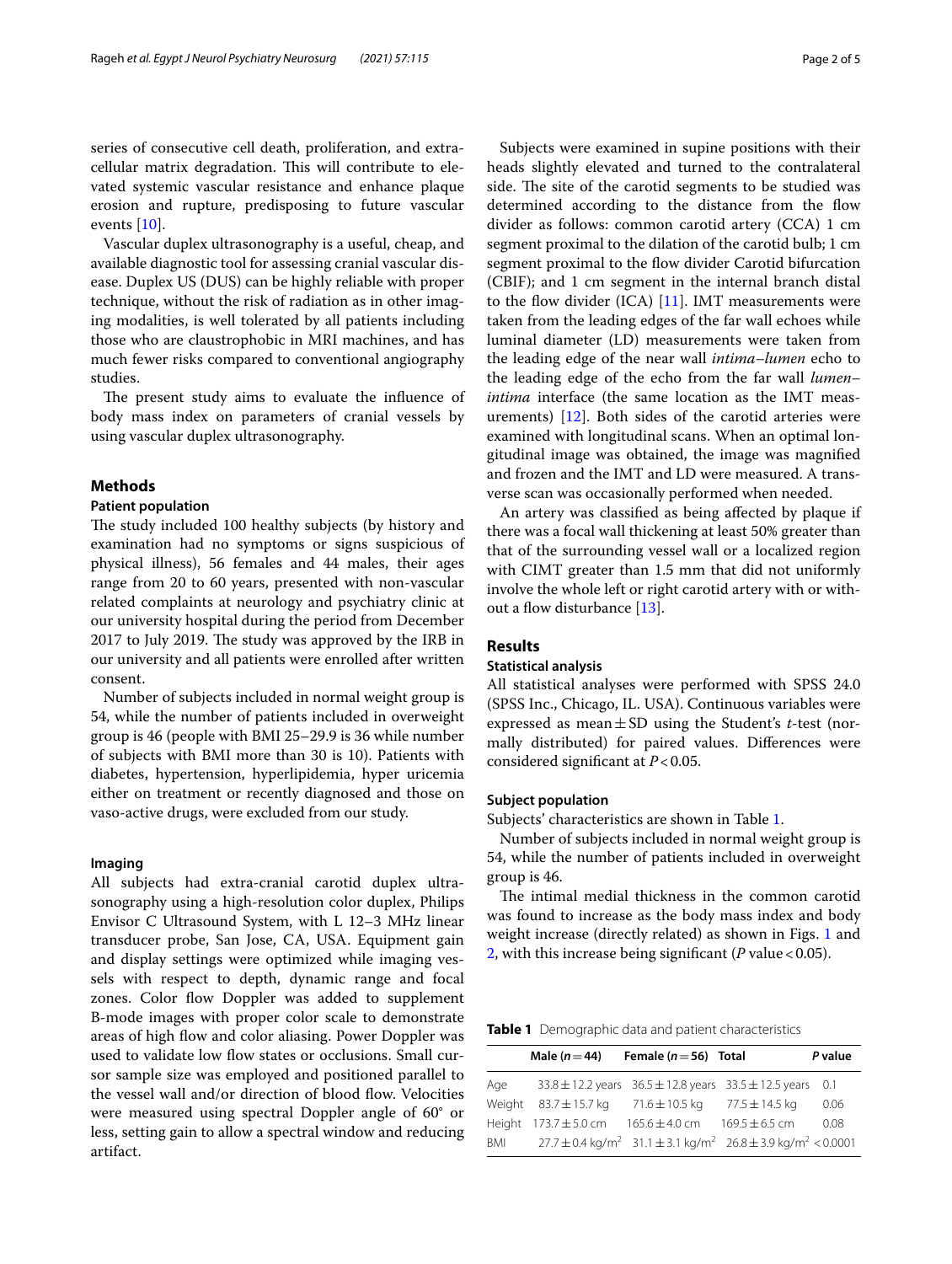series of consecutive cell death, proliferation, and extracellular matrix degradation. This will contribute to elevated systemic vascular resistance and enhance plaque erosion and rupture, predisposing to future vascular events [10].

Vascular duplex ultrasonography is a useful, cheap, and available diagnostic tool for assessing cranial vascular disease. Duplex US (DUS) can be highly reliable with proper technique, without the risk of radiation as in other imaging modalities, is well tolerated by all patients including those who are claustrophobic in MRI machines, and has much fewer risks compared to conventional angiography studies.

The present study aims to evaluate the influence of body mass index on parameters of cranial vessels by using vascular duplex ultrasonography.

## Methods

### Patient population

The study included 100 healthy subjects (by history and examination had no symptoms or signs suspicious of physical illness), 56 females and 44 males, their ages range from 20 to 60 years, presented with non-vascular related complaints at neurology and psychiatry clinic at our university hospital during the period from December 2017 to July 2019. The study was approved by the IRB in our university and all patients were enrolled after written consent.

Number of subjects included in normal weight group is 54, while the number of patients included in overweight group is 46 (people with BMI 25–29.9 is 36 while number of subjects with BMI more than 30 is 10). Patients with diabetes, hypertension, hyperlipidemia, hyper uricemia either on treatment or recently diagnosed and those on vaso-active drugs, were excluded from our study.

### Imaging

All subjects had extra-cranial carotid duplex ultrasonography using a high-resolution color duplex, Philips Envisor C Ultrasound System, with L 12–3 MHz linear transducer probe, San Jose, CA, USA. Equipment gain and display settings were optimized while imaging vessels with respect to depth, dynamic range and focal zones. Color flow Doppler was added to supplement B-mode images with proper color scale to demonstrate areas of high flow and color aliasing. Power Doppler was used to validate low flow states or occlusions. Small cursor sample size was employed and positioned parallel to the vessel wall and/or direction of blood flow. Velocities were measured using spectral Doppler angle of 60° or less, setting gain to allow a spectral window and reducing artifact.

Subjects were examined in supine positions with their heads slightly elevated and turned to the contralateral side. The site of the carotid segments to be studied was determined according to the distance from the flow divider as follows: common carotid artery (CCA) 1 cm segment proximal to the dilation of the carotid bulb; 1 cm segment proximal to the flow divider Carotid bifurcation (CBIF); and 1 cm segment in the internal branch distal to the flow divider (ICA) [11]. IMT measurements were taken from the leading edges of the far wall echoes while luminal diameter (LD) measurements were taken from the leading edge of the near wall *intima–lumen* echo to the leading edge of the echo from the far wall *lumen–intima* interface (the same location as the IMT measurements) [12]. Both sides of the carotid arteries were examined with longitudinal scans. When an optimal longitudinal image was obtained, the image was magnified and frozen and the IMT and LD were measured. A transverse scan was occasionally performed when needed.

An artery was classified as being affected by plaque if there was a focal wall thickening at least 50% greater than that of the surrounding vessel wall or a localized region with CIMT greater than 1.5 mm that did not uniformly involve the whole left or right carotid artery with or without a flow disturbance [13].

## Results

### Statistical analysis

All statistical analyses were performed with SPSS 24.0 (SPSS Inc., Chicago, IL. USA). Continuous variables were expressed as mean ± SD using the Student's *t*-test (normally distributed) for paired values. Differences were considered significant at $P < 0.05$.

### Subject population

Subjects' characteristics are shown in Table 1.

Number of subjects included in normal weight group is 54, while the number of patients included in overweight group is 46.

The intimal medial thickness in the common carotid was found to increase as the body mass index and body weight increase (directly related) as shown in Figs. 1 and 2, with this increase being significant ($P$ value < 0.05).

**Table 1** Demographic data and patient characteristics

| | Male (n = 44) | Female (n = 56) | Total | P value |
|---|---|---|---|---|
| Age | 33.8 ± 12.2 years | 36.5 ± 12.8 years | 33.5 ± 12.5 years | 0.1 |
| Weight | 83.7 ± 15.7 kg | 71.6 ± 10.5 kg | 77.5 ± 14.5 kg | 0.06 |
| Height | 173.7 ± 5.0 cm | 165.6 ± 4.0 cm | 169.5 ± 6.5 cm | 0.08 |
| BMI | 27.7 ± 0.4 kg/m$^2$ | 31.1 ± 3.1 kg/m$^2$ | 26.8 ± 3.9 kg/m$^2$ | < 0.0001 |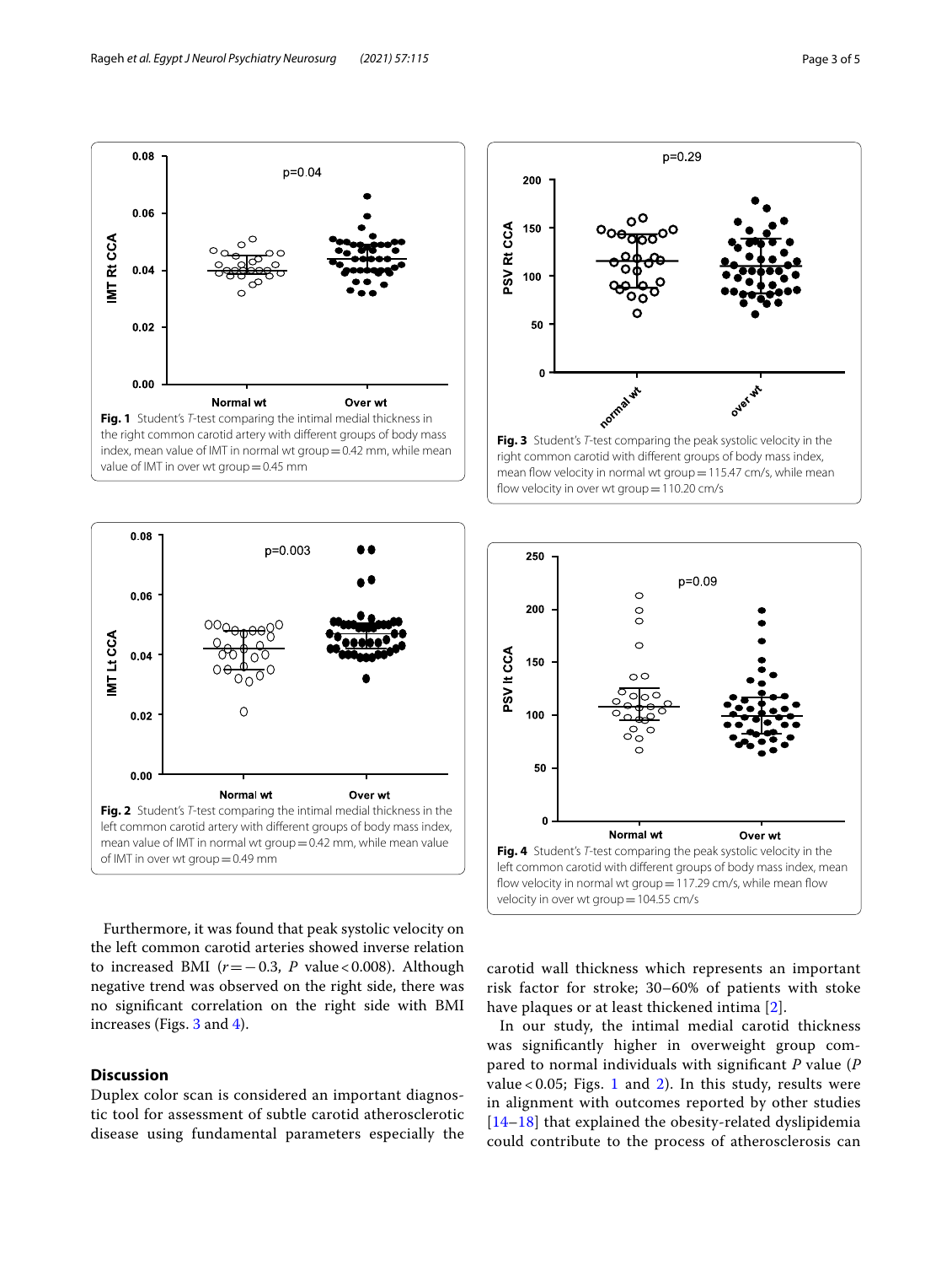**Fig. 1** Student's *T*-test comparing the intimal medial thickness in the right common carotid artery with different groups of body mass index, mean value of IMT in normal wt group = 0.42 mm, while mean value of IMT in over wt group = 0.45 mm

**Fig. 2** Student's *T*-test comparing the intimal medial thickness in the left common carotid artery with different groups of body mass index, mean value of IMT in normal wt group = 0.42 mm, while mean value of IMT in over wt group = 0.49 mm

**Fig. 3** Student's *T*-test comparing the peak systolic velocity in the right common carotid with different groups of body mass index, mean flow velocity in normal wt group = 115.47 cm/s, while mean flow velocity in over wt group = 110.20 cm/s

**Fig. 4** Student's *T*-test comparing the peak systolic velocity in the left common carotid with different groups of body mass index, mean flow velocity in normal wt group = 117.29 cm/s, while mean flow velocity in over wt group = 104.55 cm/s

Furthermore, it was found that peak systolic velocity on the left common carotid arteries showed inverse relation to increased BMI ($r = -0.3$, $P$ value $< 0.008$). Although negative trend was observed on the right side, there was no significant correlation on the right side with BMI increases (Figs. 3 and 4).

## Discussion

Duplex color scan is considered an important diagnostic tool for assessment of subtle carotid atherosclerotic disease using fundamental parameters especially the carotid wall thickness which represents an important risk factor for stroke; 30–60% of patients with stoke have plaques or at least thickened intima [2].

In our study, the intimal medial carotid thickness was significantly higher in overweight group compared to normal individuals with significant $P$ value ($P$ value $< 0.05$; Figs. 1 and 2). In this study, results were in alignment with outcomes reported by other studies [14–18] that explained the obesity-related dyslipidemia could contribute to the process of atherosclerosis can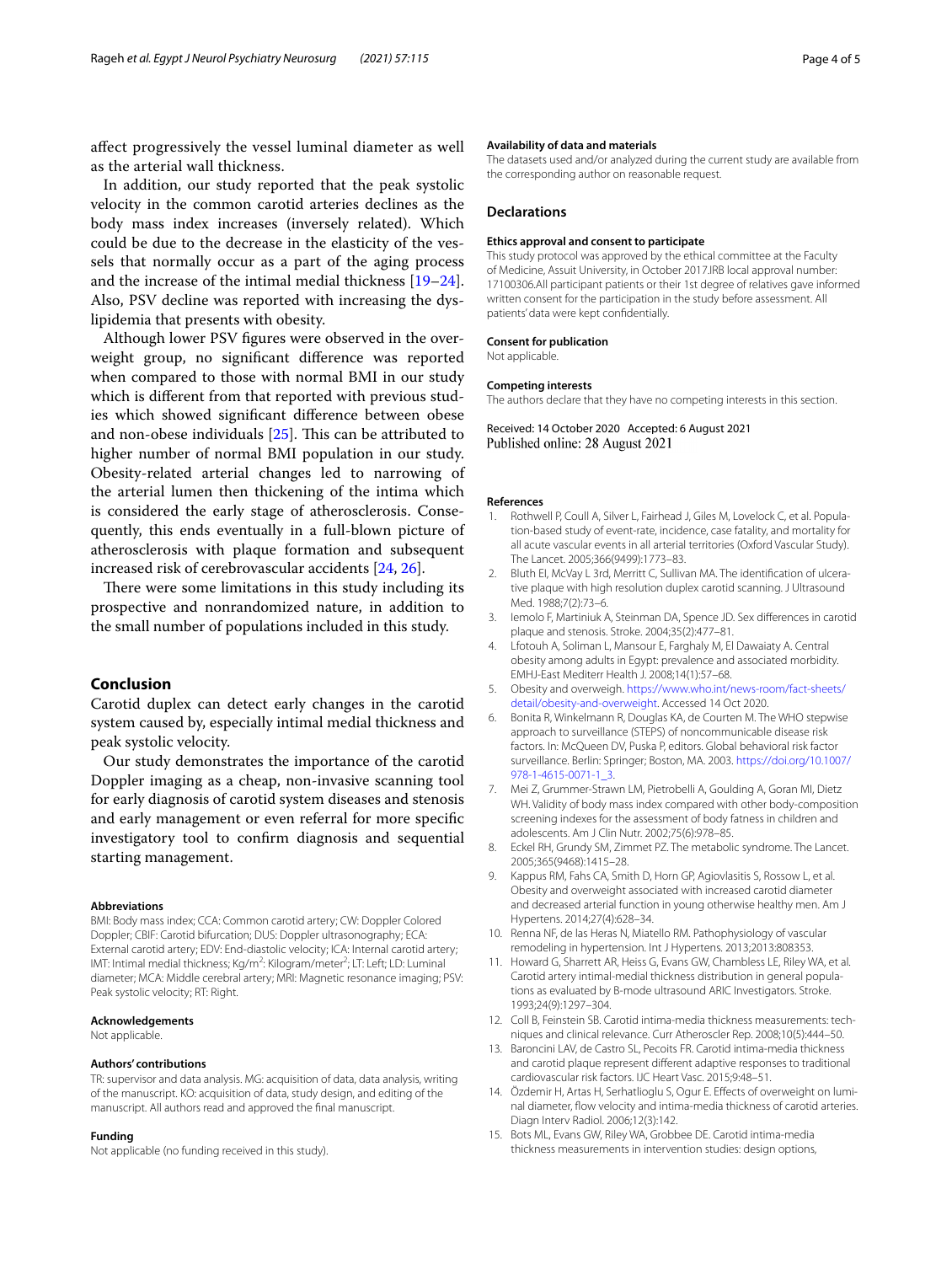affect progressively the vessel luminal diameter as well as the arterial wall thickness.

In addition, our study reported that the peak systolic velocity in the common carotid arteries declines as the body mass index increases (inversely related). Which could be due to the decrease in the elasticity of the vessels that normally occur as a part of the aging process and the increase of the intimal medial thickness [19–24]. Also, PSV decline was reported with increasing the dyslipidemia that presents with obesity.

Although lower PSV figures were observed in the overweight group, no significant difference was reported when compared to those with normal BMI in our study which is different from that reported with previous studies which showed significant difference between obese and non-obese individuals [25]. This can be attributed to higher number of normal BMI population in our study. Obesity-related arterial changes led to narrowing of the arterial lumen then thickening of the intima which is considered the early stage of atherosclerosis. Consequently, this ends eventually in a full-blown picture of atherosclerosis with plaque formation and subsequent increased risk of cerebrovascular accidents [24, 26].

There were some limitations in this study including its prospective and nonrandomized nature, in addition to the small number of populations included in this study.

## Conclusion

Carotid duplex can detect early changes in the carotid system caused by, especially intimal medial thickness and peak systolic velocity.

Our study demonstrates the importance of the carotid Doppler imaging as a cheap, non-invasive scanning tool for early diagnosis of carotid system diseases and stenosis and early management or even referral for more specific investigatory tool to confirm diagnosis and sequential starting management.

#### Abbreviations

BMI: Body mass index; CCA: Common carotid artery; CW: Doppler Colored Doppler; CBIF: Carotid bifurcation; DUS: Doppler ultrasonography; ECA: External carotid artery; EDV: End-diastolic velocity; ICA: Internal carotid artery; IMT: Intimal medial thickness; Kg/m$^2$: Kilogram/meter$^2$; LT: Left; LD: Luminal diameter; MCA: Middle cerebral artery; MRI: Magnetic resonance imaging; PSV: Peak systolic velocity; RT: Right.

#### Acknowledgements

Not applicable.

#### Authors' contributions

TR: supervisor and data analysis. MG: acquisition of data, data analysis, writing of the manuscript. KO: acquisition of data, study design, and editing of the manuscript. All authors read and approved the final manuscript.

#### Funding

Not applicable (no funding received in this study).

#### Availability of data and materials

The datasets used and/or analyzed during the current study are available from the corresponding author on reasonable request.

### Declarations

#### Ethics approval and consent to participate

This study protocol was approved by the ethical committee at the Faculty of Medicine, Assuit University, in October 2017.IRB local approval number: 17100306.All participant patients or their 1st degree of relatives gave informed written consent for the participation in the study before assessment. All patients' data were kept confidentially.

#### Consent for publication

Not applicable.

#### Competing interests

The authors declare that they have no competing interests in this section.

Received: 14 October 2020 Accepted: 6 August 2021
Published online: 28 August 2021

#### References

1. Rothwell P, Coull A, Silver L, Fairhead J, Giles M, Lovelock C, et al. Population-based study of event-rate, incidence, case fatality, and mortality for all acute vascular events in all arterial territories (Oxford Vascular Study). The Lancet. 2005;366(9499):1773–83.
2. Bluth EI, McVay L 3rd, Merritt C, Sullivan MA. The identification of ulcerative plaque with high resolution duplex carotid scanning. J Ultrasound Med. 1988;7(2):73–6.
3. Iemolo F, Martiniuk A, Steinman DA, Spence JD. Sex differences in carotid plaque and stenosis. Stroke. 2004;35(2):477–81.
4. Lfotouh A, Soliman L, Mansour E, Farghaly M, El Dawaiaty A. Central obesity among adults in Egypt: prevalence and associated morbidity. EMHJ-East Mediterr Health J. 2008;14(1):57–68.
5. Obesity and overweight. https://www.who.int/news-room/fact-sheets/detail/obesity-and-overweight. Accessed 14 Oct 2020.
6. Bonita R, Winkelmann R, Douglas KA, de Courten M. The WHO stepwise approach to surveillance (STEPS) of noncommunicable disease risk factors. In: McQueen DV, Puska P, editors. Global behavioral risk factor surveillance. Berlin: Springer; Boston, MA. 2003. https://doi.org/10.1007/978-1-4615-0071-1_3.
7. Mei Z, Grummer-Strawn LM, Pietrobelli A, Goulding A, Goran MI, Dietz WH. Validity of body mass index compared with other body-composition screening indexes for the assessment of body fatness in children and adolescents. Am J Clin Nutr. 2002;75(6):978–85.
8. Eckel RH, Grundy SM, Zimmet PZ. The metabolic syndrome. The Lancet. 2005;365(9468):1415–28.
9. Kappus RM, Fahs CA, Smith D, Horn GP, Agiovlasitis S, Rossow L, et al. Obesity and overweight associated with increased carotid diameter and decreased arterial function in young otherwise healthy men. Am J Hypertens. 2014;27(4):628–34.
10. Renna NF, de las Heras N, Miatello RM. Pathophysiology of vascular remodeling in hypertension. Int J Hypertens. 2013;2013:808353.
11. Howard G, Sharrett AR, Heiss G, Evans GW, Chambless LE, Riley WA, et al. Carotid artery intimal-medial thickness distribution in general populations as evaluated by B-mode ultrasound ARIC Investigators. Stroke. 1993;24(9):1297–304.
12. Coll B, Feinstein SB. Carotid intima-media thickness measurements: techniques and clinical relevance. Curr Atheroscler Rep. 2008;10(5):444–50.
13. Baroncini LAV, de Castro SL, Pecoits FR. Carotid intima-media thickness and carotid plaque represent different adaptive responses to traditional cardiovascular risk factors. IJC Heart Vasc. 2015;9:48–51.
14. Özdemir H, Artas H, Serhatlioglu S, Ogur E. Effects of overweight on luminal diameter, flow velocity and intima-media thickness of carotid arteries. Diagn Interv Radiol. 2006;12(3):142.
15. Bots ML, Evans GW, Riley WA, Grobbee DE. Carotid intima-media thickness measurements in intervention studies: design options,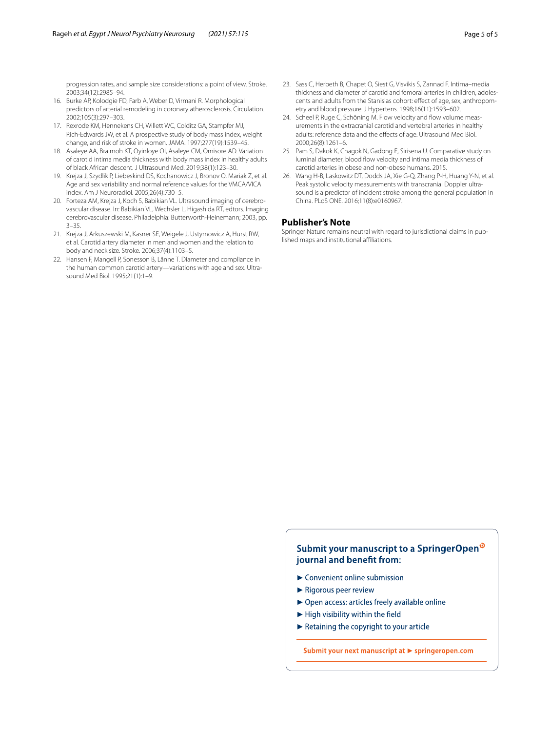progression rates, and sample size considerations: a point of view. Stroke. 2003;34(12):2985–94.

16. Burke AP, Kolodgie FD, Farb A, Weber D, Virmani R. Morphological predictors of arterial remodeling in coronary atherosclerosis. Circulation. 2002;105(3):297–303.
17. Rexrode KM, Hennekens CH, Willett WC, Colditz GA, Stampfer MJ, Rich-Edwards JW, et al. A prospective study of body mass index, weight change, and risk of stroke in women. JAMA. 1997;277(19):1539–45.
18. Asaleye AA, Braimoh KT, Oyinloye OI, Asaleye CM, Omisore AD. Variation of carotid intima media thickness with body mass index in healthy adults of black African descent. J Ultrasound Med. 2019;38(1):123–30.
19. Krejza J, Szydlik P, Liebeskind DS, Kochanowicz J, Bronov O, Mariak Z, et al. Age and sex variability and normal reference values for the VMCA/VICA index. Am J Neuroradiol. 2005;26(4):730–5.
20. Forteza AM, Krejza J, Koch S, Babikian VL. Ultrasound imaging of cerebrovascular disease. In: Babikian VL, Wechsler L, Higashida RT, edtors. Imaging cerebrovascular disease. Philadelphia: Butterworth-Heinemann; 2003, pp. 3–35.
21. Krejza J, Arkuszewski M, Kasner SE, Weigele J, Ustymowicz A, Hurst RW, et al. Carotid artery diameter in men and women and the relation to body and neck size. Stroke. 2006;37(4):1103–5.
22. Hansen F, Mangell P, Sonesson B, Länne T. Diameter and compliance in the human common carotid artery—variations with age and sex. Ultrasound Med Biol. 1995;21(1):1–9.
23. Sass C, Herbeth B, Chapet O, Siest G, Visvikis S, Zannad F. Intima–media thickness and diameter of carotid and femoral arteries in children, adolescents and adults from the Stanislas cohort: effect of age, sex, anthropometry and blood pressure. J Hypertens. 1998;16(11):1593–602.
24. Scheel P, Ruge C, Schöning M. Flow velocity and flow volume measurements in the extracranial carotid and vertebral arteries in healthy adults: reference data and the effects of age. Ultrasound Med Biol. 2000;26(8):1261–6.
25. Pam S, Dakok K, Chagok N, Gadong E, Sirisena U. Comparative study on luminal diameter, blood flow velocity and intima media thickness of carotid arteries in obese and non-obese humans. 2015.
26. Wang H-B, Laskowitz DT, Dodds JA, Xie G-Q, Zhang P-H, Huang Y-N, et al. Peak systolic velocity measurements with transcranial Doppler ultrasound is a predictor of incident stroke among the general population in China. PLoS ONE. 2016;11(8):e0160967.

## Publisher's Note

Springer Nature remains neutral with regard to jurisdictional claims in published maps and institutional affiliations.

**Submit your manuscript to a SpringerOpen journal and benefit from:**

- ► Convenient online submission
- ► Rigorous peer review
- ► Open access: articles freely available online
- ► High visibility within the field
- ► Retaining the copyright to your article

**Submit your next manuscript at ► springeropen.com**